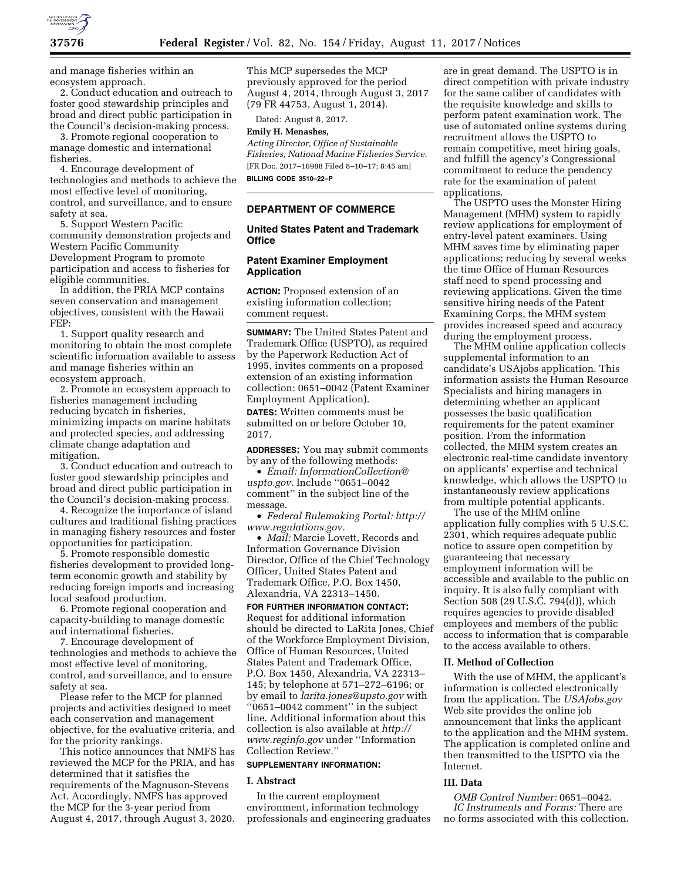and manage fisheries within an ecosystem approach.

2. Conduct education and outreach to foster good stewardship principles and broad and direct public participation in the Council's decision-making process.

3. Promote regional cooperation to manage domestic and international fisheries.

4. Encourage development of technologies and methods to achieve the most effective level of monitoring, control, and surveillance, and to ensure safety at sea.

5. Support Western Pacific community demonstration projects and Western Pacific Community Development Program to promote participation and access to fisheries for eligible communities.

In addition, the PRIA MCP contains seven conservation and management objectives, consistent with the Hawaii FEP:

1. Support quality research and monitoring to obtain the most complete scientific information available to assess and manage fisheries within an ecosystem approach.

2. Promote an ecosystem approach to fisheries management including reducing bycatch in fisheries, minimizing impacts on marine habitats and protected species, and addressing climate change adaptation and mitigation.

3. Conduct education and outreach to foster good stewardship principles and broad and direct public participation in the Council's decision-making process.

4. Recognize the importance of island cultures and traditional fishing practices in managing fishery resources and foster opportunities for participation.

5. Promote responsible domestic fisheries development to provided long-term economic growth and stability by reducing foreign imports and increasing local seafood production.

6. Promote regional cooperation and capacity-building to manage domestic and international fisheries.

7. Encourage development of technologies and methods to achieve the most effective level of monitoring, control, and surveillance, and to ensure safety at sea.

Please refer to the MCP for planned projects and activities designed to meet each conservation and management objective, for the evaluative criteria, and for the priority rankings.

This notice announces that NMFS has reviewed the MCP for the PRIA, and has determined that it satisfies the requirements of the Magnuson-Stevens Act. Accordingly, NMFS has approved the MCP for the 3-year period from August 4, 2017, through August 3, 2020. This MCP supersedes the MCP previously approved for the period August 4, 2014, through August 3, 2017 (79 FR 44753, August 1, 2014).

Dated: August 8, 2017.

**Emily H. Menashes,**

*Acting Director, Office of Sustainable Fisheries, National Marine Fisheries Service.*

[FR Doc. 2017–16988 Filed 8–10–17; 8:45 am]

**BILLING CODE 3510–22–P**

---

## DEPARTMENT OF COMMERCE

### United States Patent and Trademark Office

### Patent Examiner Employment Application

**ACTION:** Proposed extension of an existing information collection; comment request.

**SUMMARY:** The United States Patent and Trademark Office (USPTO), as required by the Paperwork Reduction Act of 1995, invites comments on a proposed extension of an existing information collection: 0651–0042 (Patent Examiner Employment Application).

**DATES:** Written comments must be submitted on or before October 10, 2017.

**ADDRESSES:** You may submit comments by any of the following methods:

- *Email: InformationCollection@uspto.gov*. Include ''0651–0042 comment'' in the subject line of the message.
- *Federal Rulemaking Portal: http://www.regulations.gov.*
- *Mail:* Marcie Lovett, Records and Information Governance Division Director, Office of the Chief Technology Officer, United States Patent and Trademark Office, P.O. Box 1450, Alexandria, VA 22313–1450.

**FOR FURTHER INFORMATION CONTACT:** Request for additional information should be directed to LaRita Jones, Chief of the Workforce Employment Division, Office of Human Resources, United States Patent and Trademark Office, P.O. Box 1450, Alexandria, VA 22313–145; by telephone at 571–272–6196; or by email to *larita.jones@upsto.gov* with ''0651–0042 comment'' in the subject line. Additional information about this collection is also available at *http://www.reginfo.gov* under ''Information Collection Review.''

**SUPPLEMENTARY INFORMATION:**

#### I. Abstract

In the current employment environment, information technology professionals and engineering graduates are in great demand. The USPTO is in direct competition with private industry for the same caliber of candidates with the requisite knowledge and skills to perform patent examination work. The use of automated online systems during recruitment allows the USPTO to remain competitive, meet hiring goals, and fulfill the agency's Congressional commitment to reduce the pendency rate for the examination of patent applications.

The USPTO uses the Monster Hiring Management (MHM) system to rapidly review applications for employment of entry-level patent examiners. Using MHM saves time by eliminating paper applications; reducing by several weeks the time Office of Human Resources staff need to spend processing and reviewing applications. Given the time sensitive hiring needs of the Patent Examining Corps, the MHM system provides increased speed and accuracy during the employment process.

The MHM online application collects supplemental information to an candidate's USAjobs application. This information assists the Human Resource Specialists and hiring managers in determining whether an applicant possesses the basic qualification requirements for the patent examiner position. From the information collected, the MHM system creates an electronic real-time candidate inventory on applicants' expertise and technical knowledge, which allows the USPTO to instantaneously review applications from multiple potential applicants.

The use of the MHM online application fully complies with 5 U.S.C. 2301, which requires adequate public notice to assure open competition by guaranteeing that necessary employment information will be accessible and available to the public on inquiry. It is also fully compliant with Section 508 (29 U.S.C. 794(d)), which requires agencies to provide disabled employees and members of the public access to information that is comparable to the access available to others.

#### II. Method of Collection

With the use of MHM, the applicant's information is collected electronically from the application. The *USAJobs.gov* Web site provides the online job announcement that links the applicant to the application and the MHM system. The application is completed online and then transmitted to the USPTO via the Internet.

#### III. Data

*OMB Control Number:* 0651–0042.

*IC Instruments and Forms:* There are no forms associated with this collection.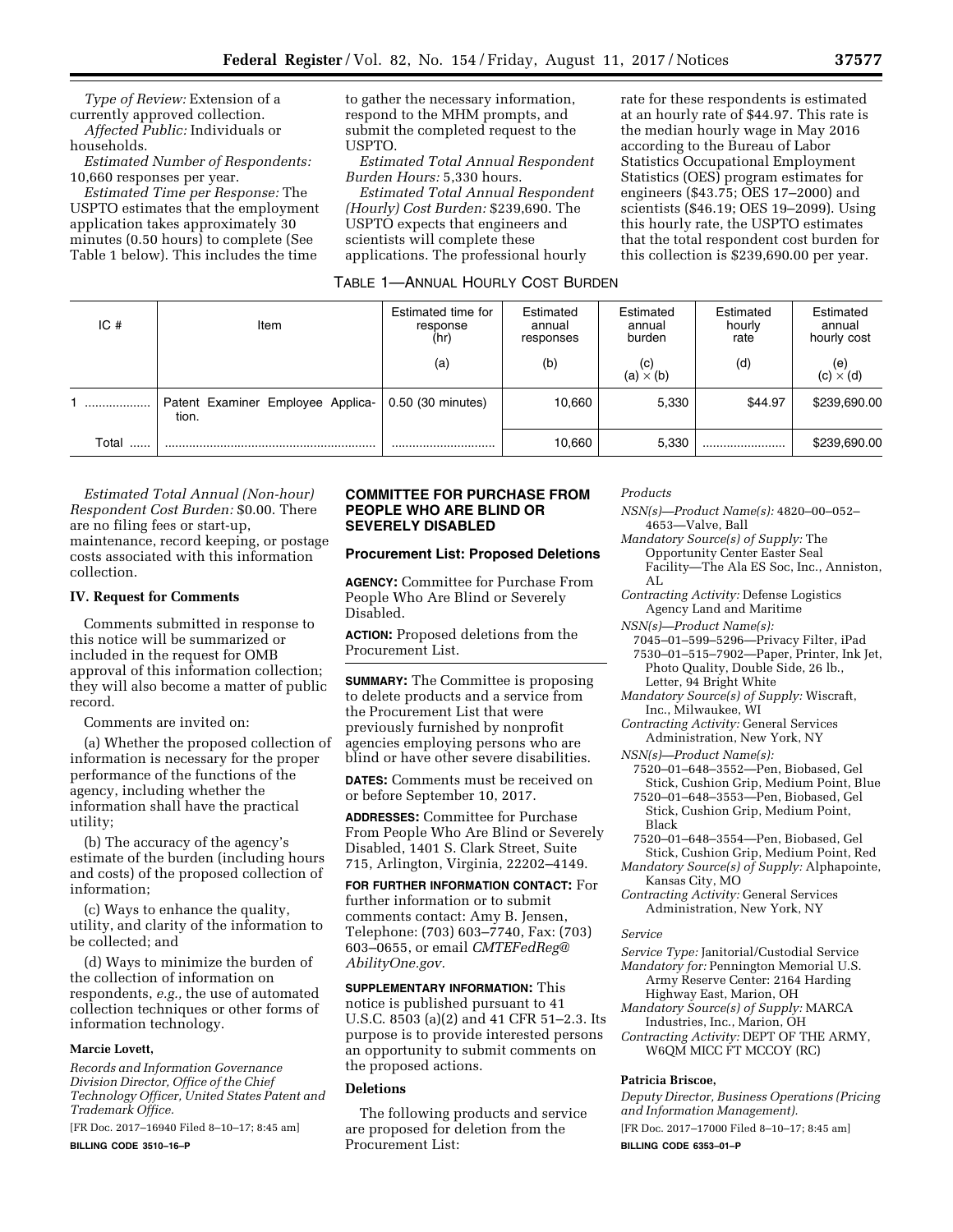*Type of Review:* Extension of a currently approved collection.

*Affected Public:* Individuals or households.

*Estimated Number of Respondents:* 10,660 responses per year.

*Estimated Time per Response:* The USPTO estimates that the employment application takes approximately 30 minutes (0.50 hours) to complete (See Table 1 below). This includes the time to gather the necessary information, respond to the MHM prompts, and submit the completed request to the USPTO.

*Estimated Total Annual Respondent Burden Hours:* 5,330 hours.

*Estimated Total Annual Respondent (Hourly) Cost Burden:* $239,690. The USPTO expects that engineers and scientists will complete these applications. The professional hourly rate for these respondents is estimated at an hourly rate of $44.97. This rate is the median hourly wage in May 2016 according to the Bureau of Labor Statistics Occupational Employment Statistics (OES) program estimates for engineers ($43.75; OES 17–2000) and scientists ($46.19; OES 19–2099). Using this hourly rate, the USPTO estimates that the total respondent cost burden for this collection is $239,690.00 per year.

TABLE 1—ANNUAL HOURLY COST BURDEN

| IC # | Item | Estimated time for response (hr) (a) | Estimated annual responses (b) | Estimated annual burden (c) (a) × (b) | Estimated hourly rate (d) | Estimated annual hourly cost (e) (c) × (d) |
|---|---|---|---|---|---|---|
| 1 | Patent Examiner Employee Application. | 0.50 (30 minutes) | 10,660 | 5,330 | $44.97 | $239,690.00 |
| Total | | | 10,660 | 5,330 | | $239,690.00 |

*Estimated Total Annual (Non-hour) Respondent Cost Burden:* $0.00. There are no filing fees or start-up, maintenance, record keeping, or postage costs associated with this information collection.

**IV. Request for Comments**

Comments submitted in response to this notice will be summarized or included in the request for OMB approval of this information collection; they will also become a matter of public record.

Comments are invited on:

(a) Whether the proposed collection of information is necessary for the proper performance of the functions of the agency, including whether the information shall have the practical utility;

(b) The accuracy of the agency's estimate of the burden (including hours and costs) of the proposed collection of information;

(c) Ways to enhance the quality, utility, and clarity of the information to be collected; and

(d) Ways to minimize the burden of the collection of information on respondents, *e.g.,* the use of automated collection techniques or other forms of information technology.

**Marcie Lovett,**

*Records and Information Governance Division Director, Office of the Chief Technology Officer, United States Patent and Trademark Office.*

[FR Doc. 2017–16940 Filed 8–10–17; 8:45 am]

**BILLING CODE 3510–16–P**

## COMMITTEE FOR PURCHASE FROM PEOPLE WHO ARE BLIND OR SEVERELY DISABLED

### Procurement List: Proposed Deletions

**AGENCY:** Committee for Purchase From People Who Are Blind or Severely Disabled.

**ACTION:** Proposed deletions from the Procurement List.

**SUMMARY:** The Committee is proposing to delete products and a service from the Procurement List that were previously furnished by nonprofit agencies employing persons who are blind or have other severe disabilities.

**DATES:** Comments must be received on or before September 10, 2017.

**ADDRESSES:** Committee for Purchase From People Who Are Blind or Severely Disabled, 1401 S. Clark Street, Suite 715, Arlington, Virginia, 22202–4149.

**FOR FURTHER INFORMATION CONTACT:** For further information or to submit comments contact: Amy B. Jensen, Telephone: (703) 603–7740, Fax: (703) 603–0655, or email *CMTEFedReg@AbilityOne.gov.*

**SUPPLEMENTARY INFORMATION:** This notice is published pursuant to 41 U.S.C. 8503 (a)(2) and 41 CFR 51–2.3. Its purpose is to provide interested persons an opportunity to submit comments on the proposed actions.

**Deletions**

The following products and service are proposed for deletion from the Procurement List:

*Products*

*NSN(s)—Product Name(s):* 4820–00–052–4653—Valve, Ball

*Mandatory Source(s) of Supply:* The Opportunity Center Easter Seal Facility—The Ala ES Soc, Inc., Anniston, AL

*Contracting Activity:* Defense Logistics Agency Land and Maritime

*NSN(s)—Product Name(s):*

7045–01–599–5296—Privacy Filter, iPad

7530–01–515–7902—Paper, Printer, Ink Jet, Photo Quality, Double Side, 26 lb., Letter, 94 Bright White

*Mandatory Source(s) of Supply:* Wiscraft, Inc., Milwaukee, WI

*Contracting Activity:* General Services Administration, New York, NY

*NSN(s)—Product Name(s):*

7520–01–648–3552—Pen, Biobased, Gel Stick, Cushion Grip, Medium Point, Blue

7520–01–648–3553—Pen, Biobased, Gel Stick, Cushion Grip, Medium Point, Black

7520–01–648–3554—Pen, Biobased, Gel Stick, Cushion Grip, Medium Point, Red

*Mandatory Source(s) of Supply:* Alphapointe, Kansas City, MO

*Contracting Activity:* General Services Administration, New York, NY

*Service*

*Service Type:* Janitorial/Custodial Service

*Mandatory for:* Pennington Memorial U.S. Army Reserve Center: 2164 Harding Highway East, Marion, OH

*Mandatory Source(s) of Supply:* MARCA Industries, Inc., Marion, OH

*Contracting Activity:* DEPT OF THE ARMY, W6QM MICC FT MCCOY (RC)

**Patricia Briscoe,**

*Deputy Director, Business Operations (Pricing and Information Management).*

[FR Doc. 2017–17000 Filed 8–10–17; 8:45 am]

**BILLING CODE 6353–01–P**